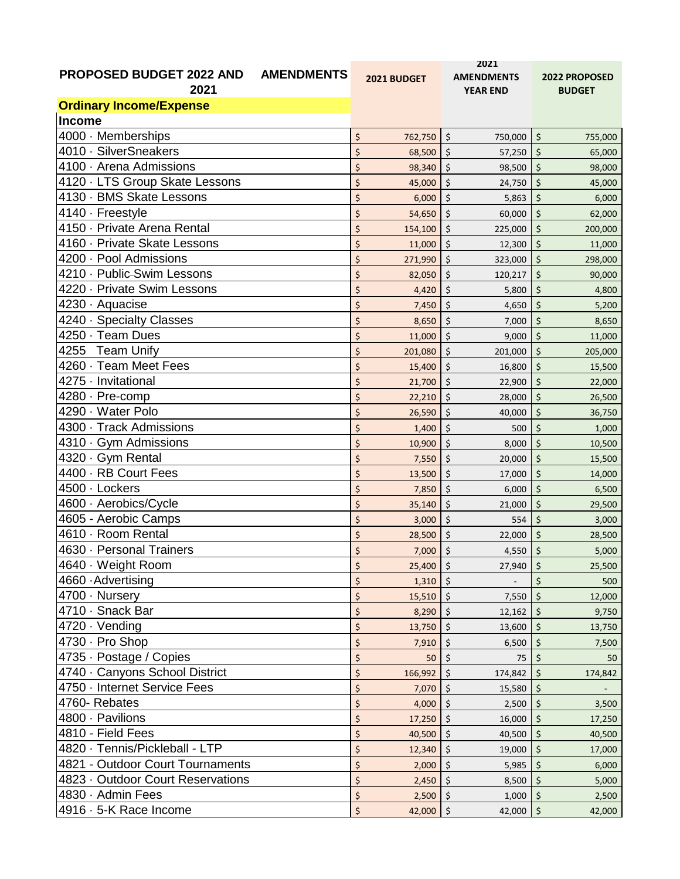| PROPOSED BUDGET 2022 AND 2021 AMENDMENTS | 2021 BUDGET | 2021 AMENDMENTS YEAR END | 2022 PROPOSED BUDGET |
|---|---|---|---|
| **Ordinary Income/Expense** | | | |
| **Income** | | | |
| 4000 · Memberships | $ 762,750 | $ 750,000 | $ 755,000 |
| 4010 · SilverSneakers | $ 68,500 | $ 57,250 | $ 65,000 |
| 4100 · Arena Admissions | $ 98,340 | $ 98,500 | $ 98,000 |
| 4120 · LTS Group Skate Lessons | $ 45,000 | $ 24,750 | $ 45,000 |
| 4130 · BMS Skate Lessons | $ 6,000 | $ 5,863 | $ 6,000 |
| 4140 · Freestyle | $ 54,650 | $ 60,000 | $ 62,000 |
| 4150 · Private Arena Rental | $ 154,100 | $ 225,000 | $ 200,000 |
| 4160 · Private Skate Lessons | $ 11,000 | $ 12,300 | $ 11,000 |
| 4200 · Pool Admissions | $ 271,990 | $ 323,000 | $ 298,000 |
| 4210 · Public-Swim Lessons | $ 82,050 | $ 120,217 | $ 90,000 |
| 4220 · Private Swim Lessons | $ 4,420 | $ 5,800 | $ 4,800 |
| 4230 · Aquacise | $ 7,450 | $ 4,650 | $ 5,200 |
| 4240 · Specialty Classes | $ 8,650 | $ 7,000 | $ 8,650 |
| 4250 · Team Dues | $ 11,000 | $ 9,000 | $ 11,000 |
| 4255 Team Unify | $ 201,080 | $ 201,000 | $ 205,000 |
| 4260 · Team Meet Fees | $ 15,400 | $ 16,800 | $ 15,500 |
| 4275 · Invitational | $ 21,700 | $ 22,900 | $ 22,000 |
| 4280 · Pre-comp | $ 22,210 | $ 28,000 | $ 26,500 |
| 4290 · Water Polo | $ 26,590 | $ 40,000 | $ 36,750 |
| 4300 · Track Admissions | $ 1,400 | $ 500 | $ 1,000 |
| 4310 · Gym Admissions | $ 10,900 | $ 8,000 | $ 10,500 |
| 4320 · Gym Rental | $ 7,550 | $ 20,000 | $ 15,500 |
| 4400 · RB Court Fees | $ 13,500 | $ 17,000 | $ 14,000 |
| 4500 · Lockers | $ 7,850 | $ 6,000 | $ 6,500 |
| 4600 · Aerobics/Cycle | $ 35,140 | $ 21,000 | $ 29,500 |
| 4605 - Aerobic Camps | $ 3,000 | $ 554 | $ 3,000 |
| 4610 · Room Rental | $ 28,500 | $ 22,000 | $ 28,500 |
| 4630 · Personal Trainers | $ 7,000 | $ 4,550 | $ 5,000 |
| 4640 · Weight Room | $ 25,400 | $ 27,940 | $ 25,500 |
| 4660 ·Advertising | $ 1,310 | $ - | $ 500 |
| 4700 · Nursery | $ 15,510 | $ 7,550 | $ 12,000 |
| 4710 · Snack Bar | $ 8,290 | $ 12,162 | $ 9,750 |
| 4720 · Vending | $ 13,750 | $ 13,600 | $ 13,750 |
| 4730 · Pro Shop | $ 7,910 | $ 6,500 | $ 7,500 |
| 4735 · Postage / Copies | $ 50 | $ 75 | $ 50 |
| 4740 · Canyons School District | $ 166,992 | $ 174,842 | $ 174,842 |
| 4750 · Internet Service Fees | $ 7,070 | $ 15,580 | $ - |
| 4760- Rebates | $ 4,000 | $ 2,500 | $ 3,500 |
| 4800 · Pavilions | $ 17,250 | $ 16,000 | $ 17,250 |
| 4810 - Field Fees | $ 40,500 | $ 40,500 | $ 40,500 |
| 4820 · Tennis/Pickleball - LTP | $ 12,340 | $ 19,000 | $ 17,000 |
| 4821 - Outdoor Court Tournaments | $ 2,000 | $ 5,985 | $ 6,000 |
| 4823 · Outdoor Court Reservations | $ 2,450 | $ 8,500 | $ 5,000 |
| 4830 · Admin Fees | $ 2,500 | $ 1,000 | $ 2,500 |
| 4916 · 5-K Race Income | $ 42,000 | $ 42,000 | $ 42,000 |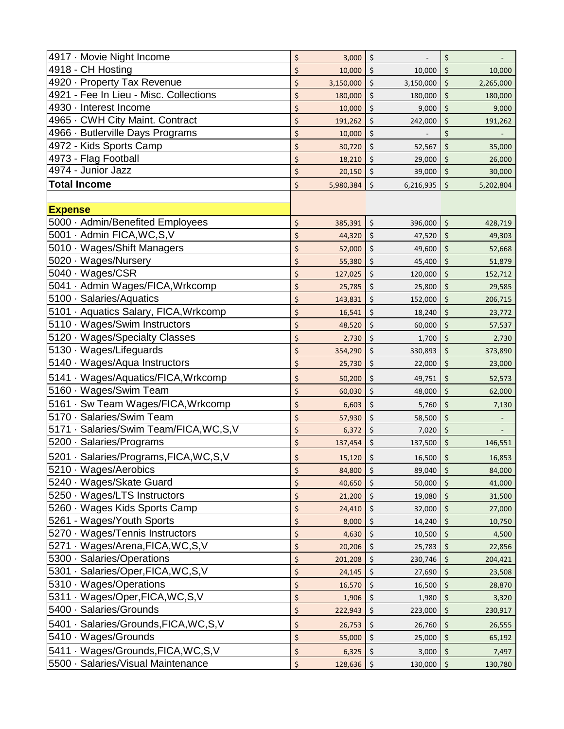| | | | |
|---|---|---|---|
| 4917 · Movie Night Income | $ 3,000 | $ - | $ - |
| 4918 - CH Hosting | $ 10,000 | $ 10,000 | $ 10,000 |
| 4920 · Property Tax Revenue | $ 3,150,000 | $ 3,150,000 | $ 2,265,000 |
| 4921 - Fee In Lieu - Misc. Collections | $ 180,000 | $ 180,000 | $ 180,000 |
| 4930 · Interest Income | $ 10,000 | $ 9,000 | $ 9,000 |
| 4965 · CWH City Maint. Contract | $ 191,262 | $ 242,000 | $ 191,262 |
| 4966 · Butlerville Days Programs | $ 10,000 | $ - | $ - |
| 4972 - Kids Sports Camp | $ 30,720 | $ 52,567 | $ 35,000 |
| 4973 - Flag Football | $ 18,210 | $ 29,000 | $ 26,000 |
| 4974 - Junior Jazz | $ 20,150 | $ 39,000 | $ 30,000 |
| **Total Income** | $ 5,980,384 | $ 6,216,935 | $ 5,202,804 |
| | | | |
| **Expense** | | | |
| 5000 · Admin/Benefited Employees | $ 385,391 | $ 396,000 | $ 428,719 |
| 5001 · Admin FICA,WC,S,V | $ 44,320 | $ 47,520 | $ 49,303 |
| 5010 · Wages/Shift Managers | $ 52,000 | $ 49,600 | $ 52,668 |
| 5020 · Wages/Nursery | $ 55,380 | $ 45,400 | $ 51,879 |
| 5040 · Wages/CSR | $ 127,025 | $ 120,000 | $ 152,712 |
| 5041 · Admin Wages/FICA,Wrkcomp | $ 25,785 | $ 25,800 | $ 29,585 |
| 5100 · Salaries/Aquatics | $ 143,831 | $ 152,000 | $ 206,715 |
| 5101 · Aquatics Salary, FICA,Wrkcomp | $ 16,541 | $ 18,240 | $ 23,772 |
| 5110 · Wages/Swim Instructors | $ 48,520 | $ 60,000 | $ 57,537 |
| 5120 · Wages/Specialty Classes | $ 2,730 | $ 1,700 | $ 2,730 |
| 5130 · Wages/Lifeguards | $ 354,290 | $ 330,893 | $ 373,890 |
| 5140 · Wages/Aqua Instructors | $ 25,730 | $ 22,000 | $ 23,000 |
| 5141 · Wages/Aquatics/FICA,Wrkcomp | $ 50,200 | $ 49,751 | $ 52,573 |
| 5160 · Wages/Swim Team | $ 60,030 | $ 48,000 | $ 62,000 |
| 5161 · Sw Team Wages/FICA,Wrkcomp | $ 6,603 | $ 5,760 | $ 7,130 |
| 5170 · Salaries/Swim Team | $ 57,930 | $ 58,500 | $ - |
| 5171 · Salaries/Swim Team/FICA,WC,S,V | $ 6,372 | $ 7,020 | $ - |
| 5200 · Salaries/Programs | $ 137,454 | $ 137,500 | $ 146,551 |
| 5201 · Salaries/Programs,FICA,WC,S,V | $ 15,120 | $ 16,500 | $ 16,853 |
| 5210 · Wages/Aerobics | $ 84,800 | $ 89,040 | $ 84,000 |
| 5240 · Wages/Skate Guard | $ 40,650 | $ 50,000 | $ 41,000 |
| 5250 · Wages/LTS Instructors | $ 21,200 | $ 19,080 | $ 31,500 |
| 5260 · Wages Kids Sports Camp | $ 24,410 | $ 32,000 | $ 27,000 |
| 5261 - Wages/Youth Sports | $ 8,000 | $ 14,240 | $ 10,750 |
| 5270 · Wages/Tennis Instructors | $ 4,630 | $ 10,500 | $ 4,500 |
| 5271 · Wages/Arena,FICA,WC,S,V | $ 20,206 | $ 25,783 | $ 22,856 |
| 5300 · Salaries/Operations | $ 201,208 | $ 230,746 | $ 204,421 |
| 5301 · Salaries/Oper,FICA,WC,S,V | $ 24,145 | $ 27,690 | $ 23,508 |
| 5310 · Wages/Operations | $ 16,570 | $ 16,500 | $ 28,870 |
| 5311 · Wages/Oper,FICA,WC,S,V | $ 1,906 | $ 1,980 | $ 3,320 |
| 5400 · Salaries/Grounds | $ 222,943 | $ 223,000 | $ 230,917 |
| 5401 · Salaries/Grounds,FICA,WC,S,V | $ 26,753 | $ 26,760 | $ 26,555 |
| 5410 · Wages/Grounds | $ 55,000 | $ 25,000 | $ 65,192 |
| 5411 · Wages/Grounds,FICA,WC,S,V | $ 6,325 | $ 3,000 | $ 7,497 |
| 5500 · Salaries/Visual Maintenance | $ 128,636 | $ 130,000 | $ 130,780 |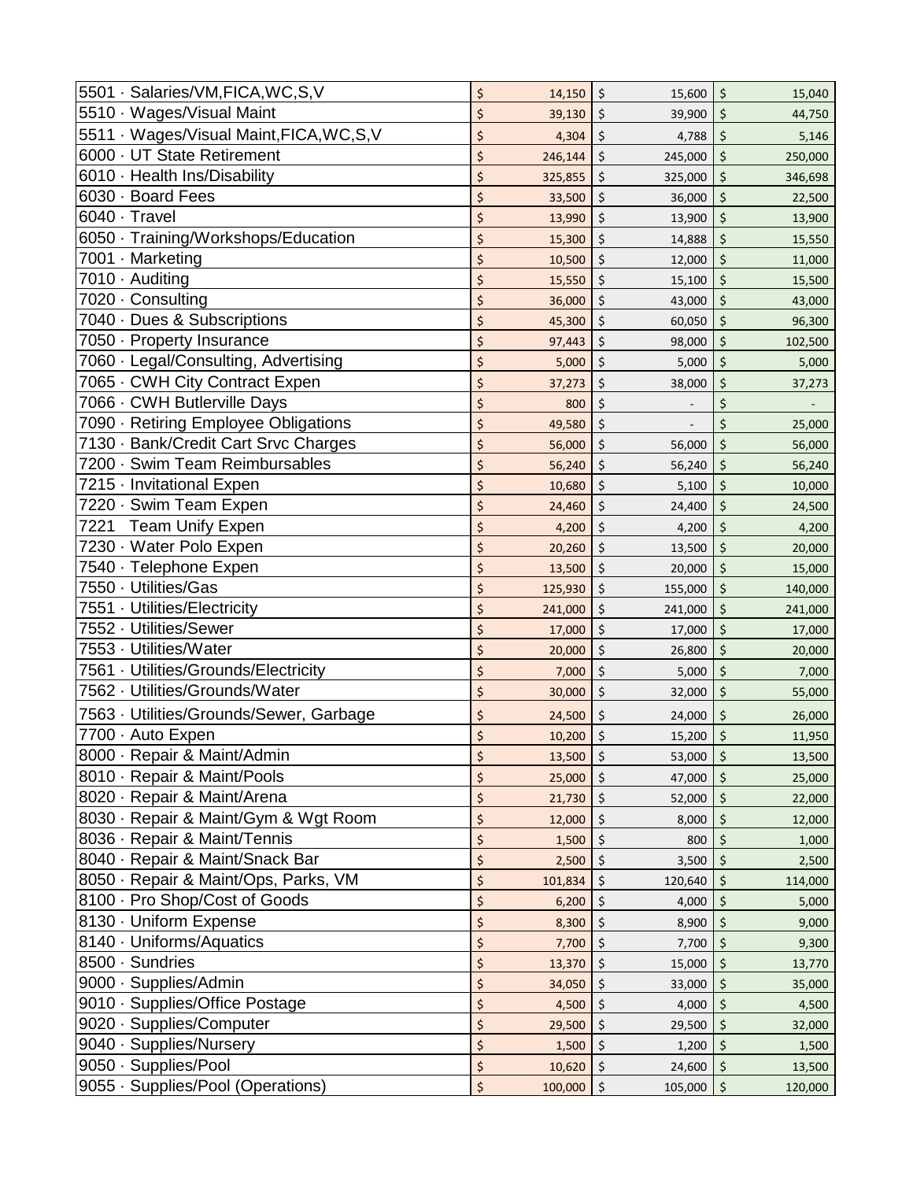| | | | |
|---|---|---|---|
| 5501 · Salaries/VM,FICA,WC,S,V | $ 14,150 | $ 15,600 | $ 15,040 |
| 5510 · Wages/Visual Maint | $ 39,130 | $ 39,900 | $ 44,750 |
| 5511 · Wages/Visual Maint,FICA,WC,S,V | $ 4,304 | $ 4,788 | $ 5,146 |
| 6000 · UT State Retirement | $ 246,144 | $ 245,000 | $ 250,000 |
| 6010 · Health Ins/Disability | $ 325,855 | $ 325,000 | $ 346,698 |
| 6030 · Board Fees | $ 33,500 | $ 36,000 | $ 22,500 |
| 6040 · Travel | $ 13,990 | $ 13,900 | $ 13,900 |
| 6050 · Training/Workshops/Education | $ 15,300 | $ 14,888 | $ 15,550 |
| 7001 · Marketing | $ 10,500 | $ 12,000 | $ 11,000 |
| 7010 · Auditing | $ 15,550 | $ 15,100 | $ 15,500 |
| 7020 · Consulting | $ 36,000 | $ 43,000 | $ 43,000 |
| 7040 · Dues & Subscriptions | $ 45,300 | $ 60,050 | $ 96,300 |
| 7050 · Property Insurance | $ 97,443 | $ 98,000 | $ 102,500 |
| 7060 · Legal/Consulting, Advertising | $ 5,000 | $ 5,000 | $ 5,000 |
| 7065 · CWH City Contract Expen | $ 37,273 | $ 38,000 | $ 37,273 |
| 7066 · CWH Butlerville Days | $ 800 | $ - | $ - |
| 7090 · Retiring Employee Obligations | $ 49,580 | $ - | $ 25,000 |
| 7130 · Bank/Credit Cart Srvc Charges | $ 56,000 | $ 56,000 | $ 56,000 |
| 7200 · Swim Team Reimbursables | $ 56,240 | $ 56,240 | $ 56,240 |
| 7215 · Invitational Expen | $ 10,680 | $ 5,100 | $ 10,000 |
| 7220 · Swim Team Expen | $ 24,460 | $ 24,400 | $ 24,500 |
| 7221 Team Unify Expen | $ 4,200 | $ 4,200 | $ 4,200 |
| 7230 · Water Polo Expen | $ 20,260 | $ 13,500 | $ 20,000 |
| 7540 · Telephone Expen | $ 13,500 | $ 20,000 | $ 15,000 |
| 7550 · Utilities/Gas | $ 125,930 | $ 155,000 | $ 140,000 |
| 7551 · Utilities/Electricity | $ 241,000 | $ 241,000 | $ 241,000 |
| 7552 · Utilities/Sewer | $ 17,000 | $ 17,000 | $ 17,000 |
| 7553 · Utilities/Water | $ 20,000 | $ 26,800 | $ 20,000 |
| 7561 · Utilities/Grounds/Electricity | $ 7,000 | $ 5,000 | $ 7,000 |
| 7562 · Utilities/Grounds/Water | $ 30,000 | $ 32,000 | $ 55,000 |
| 7563 · Utilities/Grounds/Sewer, Garbage | $ 24,500 | $ 24,000 | $ 26,000 |
| 7700 · Auto Expen | $ 10,200 | $ 15,200 | $ 11,950 |
| 8000 · Repair & Maint/Admin | $ 13,500 | $ 53,000 | $ 13,500 |
| 8010 · Repair & Maint/Pools | $ 25,000 | $ 47,000 | $ 25,000 |
| 8020 · Repair & Maint/Arena | $ 21,730 | $ 52,000 | $ 22,000 |
| 8030 · Repair & Maint/Gym & Wgt Room | $ 12,000 | $ 8,000 | $ 12,000 |
| 8036 · Repair & Maint/Tennis | $ 1,500 | $ 800 | $ 1,000 |
| 8040 · Repair & Maint/Snack Bar | $ 2,500 | $ 3,500 | $ 2,500 |
| 8050 · Repair & Maint/Ops, Parks, VM | $ 101,834 | $ 120,640 | $ 114,000 |
| 8100 · Pro Shop/Cost of Goods | $ 6,200 | $ 4,000 | $ 5,000 |
| 8130 · Uniform Expense | $ 8,300 | $ 8,900 | $ 9,000 |
| 8140 · Uniforms/Aquatics | $ 7,700 | $ 7,700 | $ 9,300 |
| 8500 · Sundries | $ 13,370 | $ 15,000 | $ 13,770 |
| 9000 · Supplies/Admin | $ 34,050 | $ 33,000 | $ 35,000 |
| 9010 · Supplies/Office Postage | $ 4,500 | $ 4,000 | $ 4,500 |
| 9020 · Supplies/Computer | $ 29,500 | $ 29,500 | $ 32,000 |
| 9040 · Supplies/Nursery | $ 1,500 | $ 1,200 | $ 1,500 |
| 9050 · Supplies/Pool | $ 10,620 | $ 24,600 | $ 13,500 |
| 9055 · Supplies/Pool (Operations) | $ 100,000 | $ 105,000 | $ 120,000 |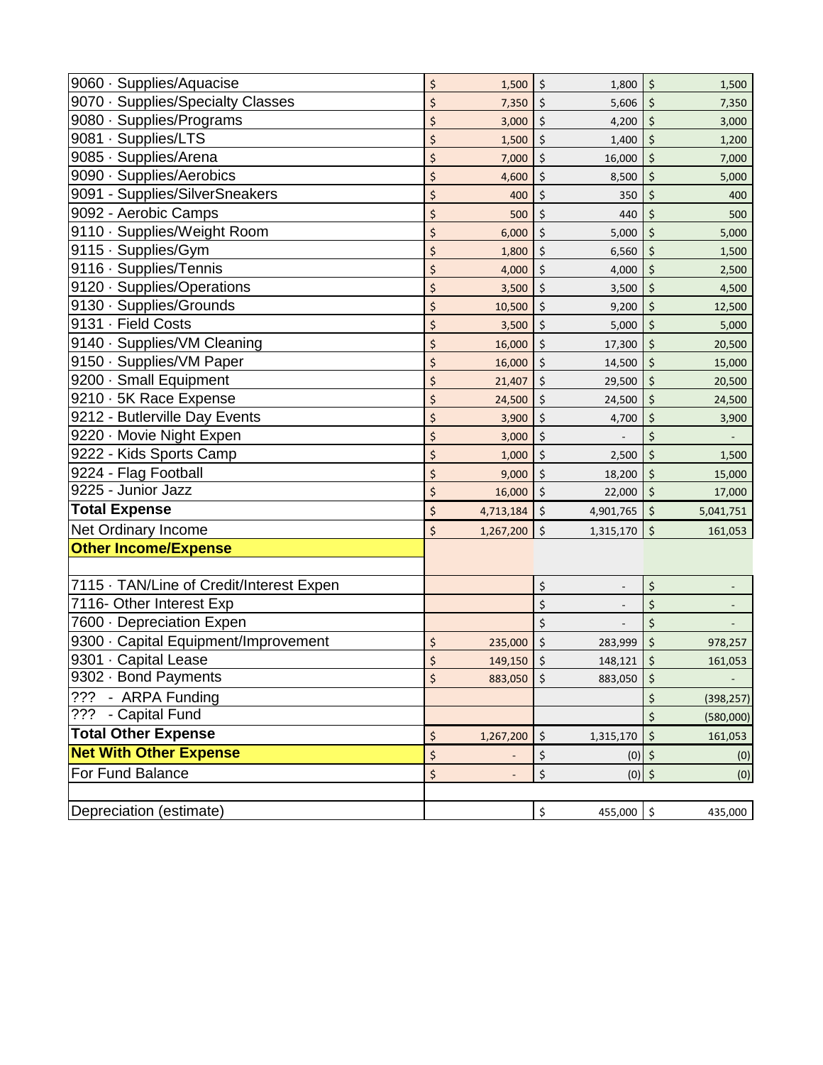| | | | |
|---|---|---|---|
| 9060 · Supplies/Aquacise | $ 1,500 | $ 1,800 | $ 1,500 |
| 9070 · Supplies/Specialty Classes | $ 7,350 | $ 5,606 | $ 7,350 |
| 9080 · Supplies/Programs | $ 3,000 | $ 4,200 | $ 3,000 |
| 9081 · Supplies/LTS | $ 1,500 | $ 1,400 | $ 1,200 |
| 9085 · Supplies/Arena | $ 7,000 | $ 16,000 | $ 7,000 |
| 9090 · Supplies/Aerobics | $ 4,600 | $ 8,500 | $ 5,000 |
| 9091 - Supplies/SilverSneakers | $ 400 | $ 350 | $ 400 |
| 9092 - Aerobic Camps | $ 500 | $ 440 | $ 500 |
| 9110 · Supplies/Weight Room | $ 6,000 | $ 5,000 | $ 5,000 |
| 9115 · Supplies/Gym | $ 1,800 | $ 6,560 | $ 1,500 |
| 9116 · Supplies/Tennis | $ 4,000 | $ 4,000 | $ 2,500 |
| 9120 · Supplies/Operations | $ 3,500 | $ 3,500 | $ 4,500 |
| 9130 · Supplies/Grounds | $ 10,500 | $ 9,200 | $ 12,500 |
| 9131 · Field Costs | $ 3,500 | $ 5,000 | $ 5,000 |
| 9140 · Supplies/VM Cleaning | $ 16,000 | $ 17,300 | $ 20,500 |
| 9150 · Supplies/VM Paper | $ 16,000 | $ 14,500 | $ 15,000 |
| 9200 · Small Equipment | $ 21,407 | $ 29,500 | $ 20,500 |
| 9210 · 5K Race Expense | $ 24,500 | $ 24,500 | $ 24,500 |
| 9212 - Butlerville Day Events | $ 3,900 | $ 4,700 | $ 3,900 |
| 9220 · Movie Night Expen | $ 3,000 | $ - | $ - |
| 9222 - Kids Sports Camp | $ 1,000 | $ 2,500 | $ 1,500 |
| 9224 - Flag Football | $ 9,000 | $ 18,200 | $ 15,000 |
| 9225 - Junior Jazz | $ 16,000 | $ 22,000 | $ 17,000 |
| **Total Expense** | $ 4,713,184 | $ 4,901,765 | $ 5,041,751 |
| Net Ordinary Income | $ 1,267,200 | $ 1,315,170 | $ 161,053 |
| **Other Income/Expense** | | | |
| | | | |
| 7115 · TAN/Line of Credit/Interest Expen | | $ - | $ - |
| 7116- Other Interest Exp | | $ - | $ - |
| 7600 · Depreciation Expen | | $ - | $ - |
| 9300 · Capital Equipment/Improvement | $ 235,000 | $ 283,999 | $ 978,257 |
| 9301 · Capital Lease | $ 149,150 | $ 148,121 | $ 161,053 |
| 9302 · Bond Payments | $ 883,050 | $ 883,050 | $ - |
| ??? - ARPA Funding | | | $ (398,257) |
| ??? - Capital Fund | | | $ (580,000) |
| **Total Other Expense** | $ 1,267,200 | $ 1,315,170 | $ 161,053 |
| **Net With Other Expense** | $ - | $ (0) | $ (0) |
| For Fund Balance | $ - | $ (0) | $ (0) |
| | | | |
| Depreciation (estimate) | | $ 455,000 | $ 435,000 |